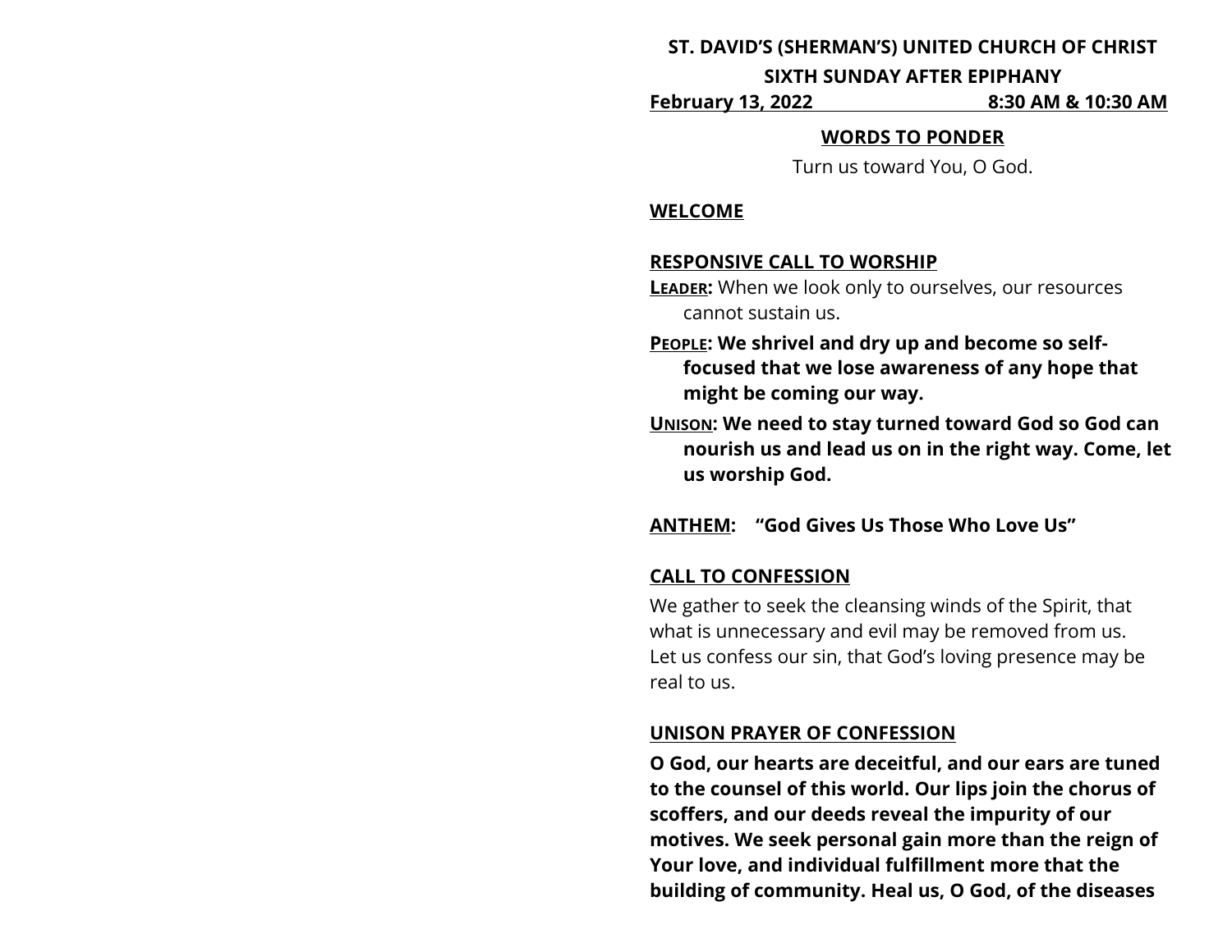**ST. DAVID'S (SHERMAN'S) UNITED CHURCH OF CHRIST**

**SIXTH SUNDAY AFTER EPIPHANY**

**February 13, 2022 8:30 AM & 10:30 AM**

**WORDS TO PONDER**

Turn us toward You, O God.

**WELCOME**

**RESPONSIVE CALL TO WORSHIP**

**LEADER:** When we look only to ourselves, our resources cannot sustain us.

**PEOPLE: We shrivel and dry up and become so self-focused that we lose awareness of any hope that might be coming our way.**

**UNISON: We need to stay turned toward God so God can nourish us and lead us on in the right way. Come, let us worship God.**

**ANTHEM: "God Gives Us Those Who Love Us"**

**CALL TO CONFESSION**

We gather to seek the cleansing winds of the Spirit, that what is unnecessary and evil may be removed from us. Let us confess our sin, that God's loving presence may be real to us.

**UNISON PRAYER OF CONFESSION**

**O God, our hearts are deceitful, and our ears are tuned to the counsel of this world. Our lips join the chorus of scoffers, and our deeds reveal the impurity of our motives. We seek personal gain more than the reign of Your love, and individual fulfillment more that the building of community. Heal us, O God, of the diseases**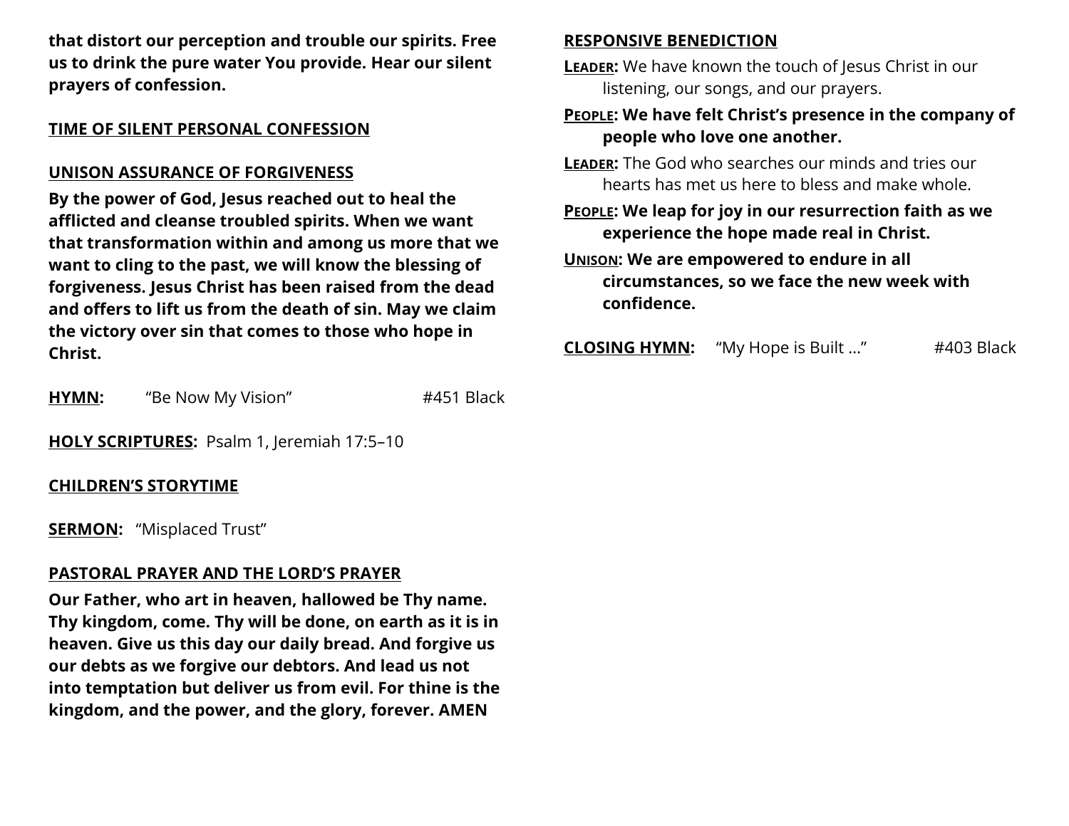**that distort our perception and trouble our spirits. Free us to drink the pure water You provide. Hear our silent prayers of confession.**

**TIME OF SILENT PERSONAL CONFESSION**

**UNISON ASSURANCE OF FORGIVENESS**

**By the power of God, Jesus reached out to heal the afflicted and cleanse troubled spirits. When we want that transformation within and among us more that we want to cling to the past, we will know the blessing of forgiveness. Jesus Christ has been raised from the dead and offers to lift us from the death of sin. May we claim the victory over sin that comes to those who hope in Christ.**

**HYMN:** "Be Now My Vision" #451 Black

**HOLY SCRIPTURES:** Psalm 1, Jeremiah 17:5–10

**CHILDREN'S STORYTIME**

**SERMON:** "Misplaced Trust"

**PASTORAL PRAYER AND THE LORD'S PRAYER**

**Our Father, who art in heaven, hallowed be Thy name. Thy kingdom, come. Thy will be done, on earth as it is in heaven. Give us this day our daily bread. And forgive us our debts as we forgive our debtors. And lead us not into temptation but deliver us from evil. For thine is the kingdom, and the power, and the glory, forever. AMEN**

**RESPONSIVE BENEDICTION**

**LEADER:** We have known the touch of Jesus Christ in our listening, our songs, and our prayers.

**PEOPLE: We have felt Christ's presence in the company of people who love one another.**

**LEADER:** The God who searches our minds and tries our hearts has met us here to bless and make whole.

**PEOPLE: We leap for joy in our resurrection faith as we experience the hope made real in Christ.**

**UNISON: We are empowered to endure in all circumstances, so we face the new week with confidence.**

**CLOSING HYMN:** "My Hope is Built …" #403 Black